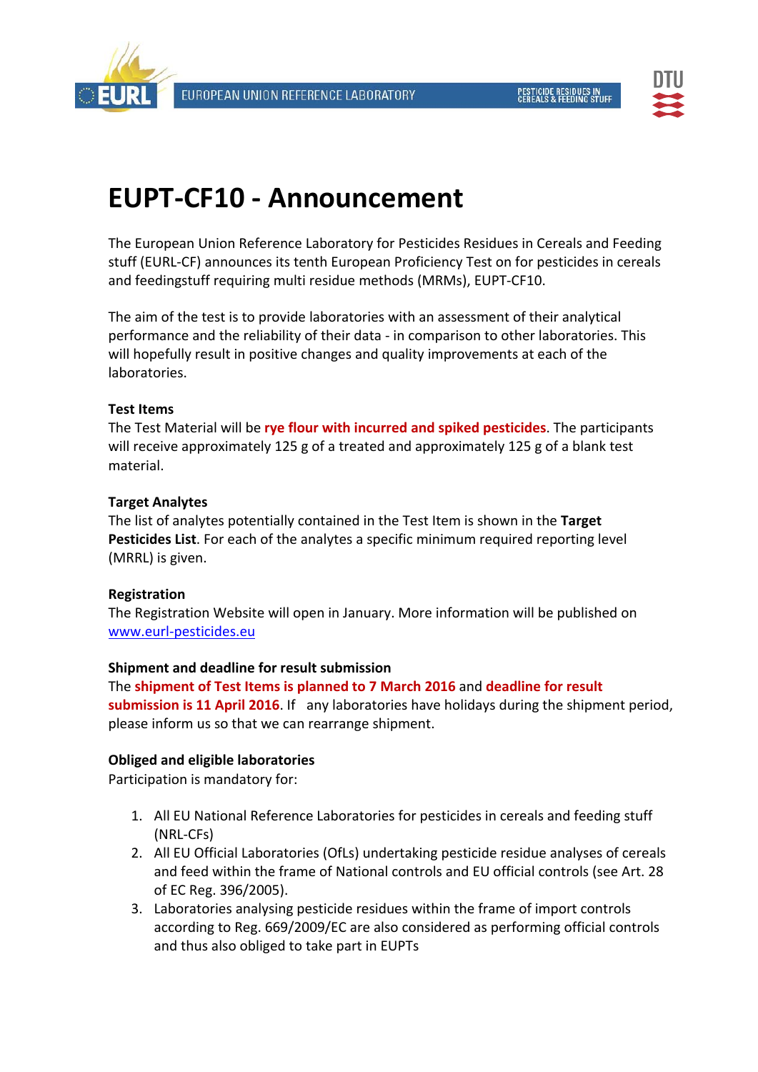# EUPT-CF10 - Announcement

The European Union Reference Laboratory for Pesticides Residues in Cereals and Feeding stuff (EURL-CF) announces its tenth European Proficiency Test on for pesticides in cereals and feedingstuff requiring multi residue methods (MRMs), EUPT-CF10.

The aim of the test is to provide laboratories with an assessment of their analytical performance and the reliability of their data - in comparison to other laboratories. This will hopefully result in positive changes and quality improvements at each of the laboratories.

**Test Items**

The Test Material will be **rye flour with incurred and spiked pesticides**. The participants will receive approximately 125 g of a treated and approximately 125 g of a blank test material.

**Target Analytes**

The list of analytes potentially contained in the Test Item is shown in the **Target Pesticides List**. For each of the analytes a specific minimum required reporting level (MRRL) is given.

**Registration**

The Registration Website will open in January. More information will be published on [www.eurl-pesticides.eu](http://www.eurl-pesticides.eu)

**Shipment and deadline for result submission**

The **shipment of Test Items is planned to 7 March 2016** and **deadline for result submission is 11 April 2016**. If any laboratories have holidays during the shipment period, please inform us so that we can rearrange shipment.

**Obliged and eligible laboratories**

Participation is mandatory for:

1. All EU National Reference Laboratories for pesticides in cereals and feeding stuff (NRL-CFs)
2. All EU Official Laboratories (OfLs) undertaking pesticide residue analyses of cereals and feed within the frame of National controls and EU official controls (see Art. 28 of EC Reg. 396/2005).
3. Laboratories analysing pesticide residues within the frame of import controls according to Reg. 669/2009/EC are also considered as performing official controls and thus also obliged to take part in EUPTs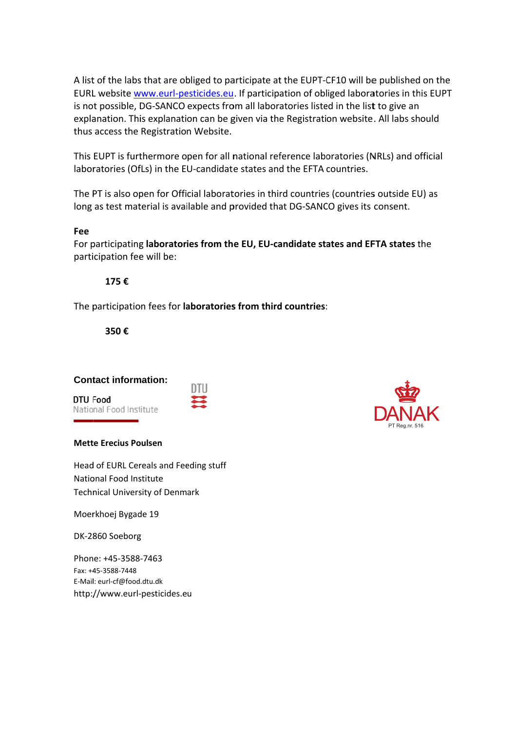A list of the labs that are obliged to participate at the EUPT-CF10 will be published on the EURL website [www.eurl-pesticides.eu](http://www.eurl-pesticides.eu). If participation of obliged laboratories in this EUPT is not possible, DG-SANCO expects from all laboratories listed in the list to give an explanation. This explanation can be given via the Registration website. All labs should thus access the Registration Website.

This EUPT is furthermore open for all national reference laboratories (NRLs) and official laboratories (OfLs) in the EU-candidate states and the EFTA countries.

The PT is also open for Official laboratories in third countries (countries outside EU) as long as test material is available and provided that DG-SANCO gives its consent.

**Fee**

For participating **laboratories from the EU, EU-candidate states and EFTA states** the participation fee will be:

**175 €**

The participation fees for **laboratories from third countries**:

**350 €**

**Contact information:**

DTU Food
National Food Institute

DANAK
PT Reg.nr. 516

**Mette Erecius Poulsen**

Head of EURL Cereals and Feeding stuff
National Food Institute
Technical University of Denmark

Moerkhoej Bygade 19

DK-2860 Soeborg

Phone: +45-3588-7463
Fax: +45-3588-7448
E-Mail: eurl-cf@food.dtu.dk
http://www.eurl-pesticides.eu